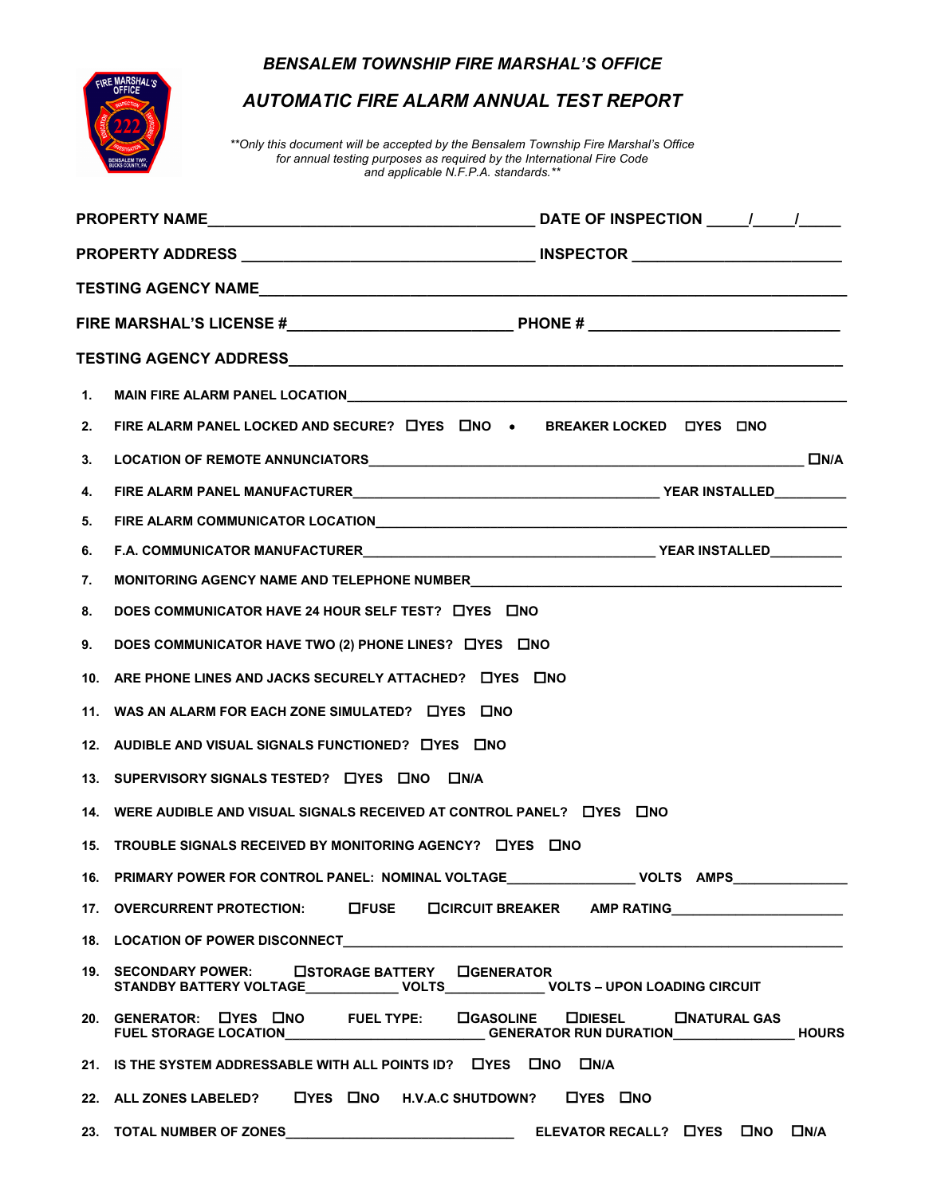# BENSALEM TOWNSHIP FIRE MARSHAL'S OFFICE

## AUTOMATIC FIRE ALARM ANNUAL TEST REPORT

*\*\*Only this document will be accepted by the Bensalem Township Fire Marshal's Office for annual testing purposes as required by the International Fire Code and applicable N.F.P.A. standards.\*\**

**PROPERTY NAME**_______________________________________ **DATE OF INSPECTION** _____/_____/_____

**PROPERTY ADDRESS** ________________________________ **INSPECTOR** ________________________

**TESTING AGENCY NAME**________________________________________________________________

**FIRE MARSHAL'S LICENSE #**________________________ **PHONE #** ____________________________

**TESTING AGENCY ADDRESS**______________________________________________________________

1. **MAIN FIRE ALARM PANEL LOCATION**_________________________________________________________
2. **FIRE ALARM PANEL LOCKED AND SECURE?** ☐YES ☐NO • **BREAKER LOCKED** ☐YES ☐NO
3. **LOCATION OF REMOTE ANNUNCIATORS**_____________________________________________ ☐N/A
4. **FIRE ALARM PANEL MANUFACTURER**_________________________________ **YEAR INSTALLED**_________
5. **FIRE ALARM COMMUNICATOR LOCATION**_______________________________________________________
6. **F.A. COMMUNICATOR MANUFACTURER**_________________________________ **YEAR INSTALLED**_________
7. **MONITORING AGENCY NAME AND TELEPHONE NUMBER**____________________________________________
8. **DOES COMMUNICATOR HAVE 24 HOUR SELF TEST?** ☐YES ☐NO
9. **DOES COMMUNICATOR HAVE TWO (2) PHONE LINES?** ☐YES ☐NO
10. **ARE PHONE LINES AND JACKS SECURELY ATTACHED?** ☐YES ☐NO
11. **WAS AN ALARM FOR EACH ZONE SIMULATED?** ☐YES ☐NO
12. **AUDIBLE AND VISUAL SIGNALS FUNCTIONED?** ☐YES ☐NO
13. **SUPERVISORY SIGNALS TESTED?** ☐YES ☐NO ☐N/A
14. **WERE AUDIBLE AND VISUAL SIGNALS RECEIVED AT CONTROL PANEL?** ☐YES ☐NO
15. **TROUBLE SIGNALS RECEIVED BY MONITORING AGENCY?** ☐YES ☐NO
16. **PRIMARY POWER FOR CONTROL PANEL: NOMINAL VOLTAGE**________________ **VOLTS AMPS**_______________
17. **OVERCURRENT PROTECTION:** ☐FUSE ☐CIRCUIT BREAKER **AMP RATING**______________________
18. **LOCATION OF POWER DISCONNECT**________________________________________________________
19. **SECONDARY POWER:** ☐STORAGE BATTERY ☐GENERATOR
    **STANDBY BATTERY VOLTAGE**____________ **VOLTS**_____________ **VOLTS – UPON LOADING CIRCUIT**
20. **GENERATOR:** ☐YES ☐NO **FUEL TYPE:** ☐GASOLINE ☐DIESEL ☐NATURAL GAS
    **FUEL STORAGE LOCATION**_________________________ **GENERATOR RUN DURATION**________________ **HOURS**
21. **IS THE SYSTEM ADDRESSABLE WITH ALL POINTS ID?** ☐YES ☐NO ☐N/A
22. **ALL ZONES LABELED?** ☐YES ☐NO **H.V.A.C SHUTDOWN?** ☐YES ☐NO
23. **TOTAL NUMBER OF ZONES**______________________________ **ELEVATOR RECALL?** ☐YES ☐NO ☐N/A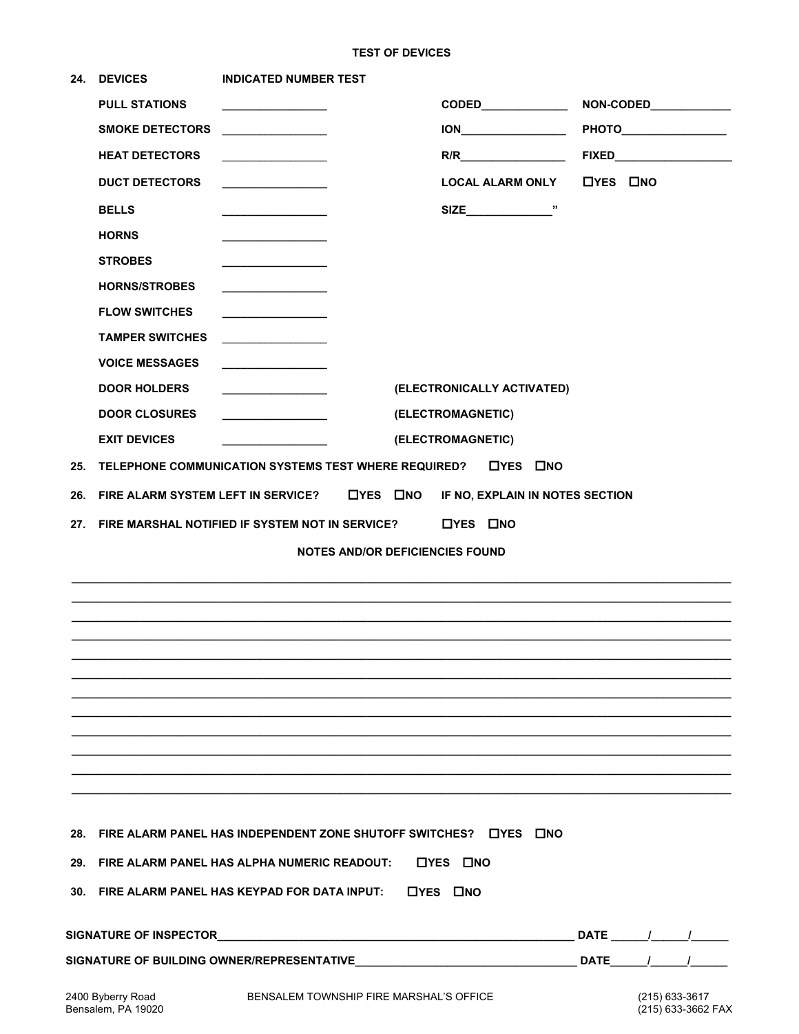## TEST OF DEVICES

| 24. DEVICES | INDICATED NUMBER TEST | | |
|---|---|---|---|
| PULL STATIONS | ________________ | CODED______________ | NON-CODED_____________ |
| SMOKE DETECTORS | ________________ | ION_________________ | PHOTO_________________ |
| HEAT DETECTORS | ________________ | R/R_________________ | FIXED___________________ |
| DUCT DETECTORS | ________________ | LOCAL ALARM ONLY | ☐YES ☐NO |
| BELLS | ________________ | SIZE______________" | |
| HORNS | ________________ | | |
| STROBES | ________________ | | |
| HORNS/STROBES | ________________ | | |
| FLOW SWITCHES | ________________ | | |
| TAMPER SWITCHES | ________________ | | |
| VOICE MESSAGES | ________________ | | |
| DOOR HOLDERS | ________________ | (ELECTRONICALLY ACTIVATED) | |
| DOOR CLOSURES | ________________ | (ELECTROMAGNETIC) | |
| EXIT DEVICES | ________________ | (ELECTROMAGNETIC) | |

25. TELEPHONE COMMUNICATION SYSTEMS TEST WHERE REQUIRED? ☐YES ☐NO

26. FIRE ALARM SYSTEM LEFT IN SERVICE? ☐YES ☐NO IF NO, EXPLAIN IN NOTES SECTION

27. FIRE MARSHAL NOTIFIED IF SYSTEM NOT IN SERVICE? ☐YES ☐NO

### NOTES AND/OR DEFICIENCIES FOUND

______________________________________________________________________________
______________________________________________________________________________
______________________________________________________________________________
______________________________________________________________________________
______________________________________________________________________________
______________________________________________________________________________
______________________________________________________________________________
______________________________________________________________________________
______________________________________________________________________________
______________________________________________________________________________
______________________________________________________________________________
______________________________________________________________________________

28. FIRE ALARM PANEL HAS INDEPENDENT ZONE SHUTOFF SWITCHES? ☐YES ☐NO

29. FIRE ALARM PANEL HAS ALPHA NUMERIC READOUT: ☐YES ☐NO

30. FIRE ALARM PANEL HAS KEYPAD FOR DATA INPUT: ☐YES ☐NO

SIGNATURE OF INSPECTOR_________________________________________________ DATE ______/______/______

SIGNATURE OF BUILDING OWNER/REPRESENTATIVE___________________________________ DATE______/______/______

2400 Byberry Road
Bensalem, PA 19020

BENSALEM TOWNSHIP FIRE MARSHAL'S OFFICE

(215) 633-3617
(215) 633-3662 FAX